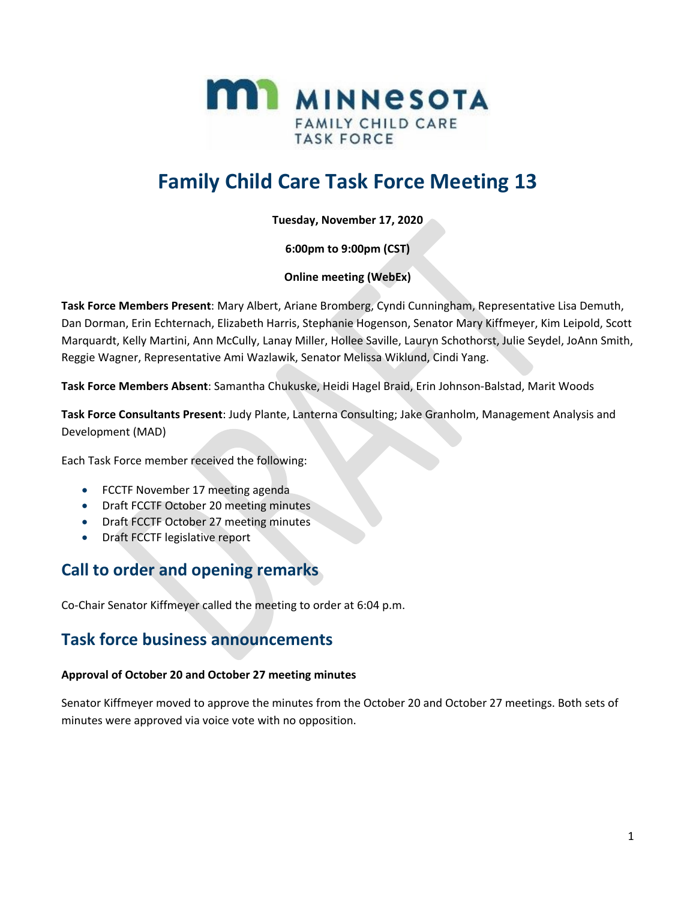# Family Child Care Task Force Meeting 13

**Tuesday, November 17, 2020**

**6:00pm to 9:00pm (CST)**

**Online meeting (WebEx)**

**Task Force Members Present**: Mary Albert, Ariane Bromberg, Cyndi Cunningham, Representative Lisa Demuth, Dan Dorman, Erin Echternach, Elizabeth Harris, Stephanie Hogenson, Senator Mary Kiffmeyer, Kim Leipold, Scott Marquardt, Kelly Martini, Ann McCully, Lanay Miller, Hollee Saville, Lauryn Schothorst, Julie Seydel, JoAnn Smith, Reggie Wagner, Representative Ami Wazlawik, Senator Melissa Wiklund, Cindi Yang.

**Task Force Members Absent**: Samantha Chukuske, Heidi Hagel Braid, Erin Johnson-Balstad, Marit Woods

**Task Force Consultants Present**: Judy Plante, Lanterna Consulting; Jake Granholm, Management Analysis and Development (MAD)

Each Task Force member received the following:

- FCCTF November 17 meeting agenda
- Draft FCCTF October 20 meeting minutes
- Draft FCCTF October 27 meeting minutes
- Draft FCCTF legislative report

## Call to order and opening remarks

Co-Chair Senator Kiffmeyer called the meeting to order at 6:04 p.m.

## Task force business announcements

**Approval of October 20 and October 27 meeting minutes**

Senator Kiffmeyer moved to approve the minutes from the October 20 and October 27 meetings. Both sets of minutes were approved via voice vote with no opposition.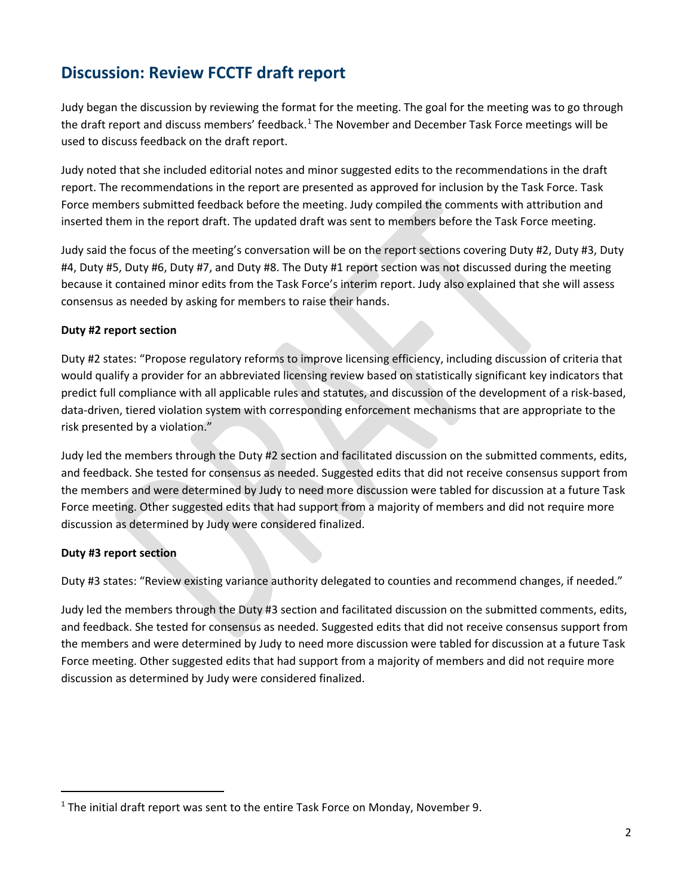## Discussion: Review FCCTF draft report

Judy began the discussion by reviewing the format for the meeting. The goal for the meeting was to go through the draft report and discuss members' feedback.[1] The November and December Task Force meetings will be used to discuss feedback on the draft report.

Judy noted that she included editorial notes and minor suggested edits to the recommendations in the draft report. The recommendations in the report are presented as approved for inclusion by the Task Force. Task Force members submitted feedback before the meeting. Judy compiled the comments with attribution and inserted them in the report draft. The updated draft was sent to members before the Task Force meeting.

Judy said the focus of the meeting's conversation will be on the report sections covering Duty #2, Duty #3, Duty #4, Duty #5, Duty #6, Duty #7, and Duty #8. The Duty #1 report section was not discussed during the meeting because it contained minor edits from the Task Force's interim report. Judy also explained that she will assess consensus as needed by asking for members to raise their hands.

**Duty #2 report section**

Duty #2 states: "Propose regulatory reforms to improve licensing efficiency, including discussion of criteria that would qualify a provider for an abbreviated licensing review based on statistically significant key indicators that predict full compliance with all applicable rules and statutes, and discussion of the development of a risk-based, data-driven, tiered violation system with corresponding enforcement mechanisms that are appropriate to the risk presented by a violation."

Judy led the members through the Duty #2 section and facilitated discussion on the submitted comments, edits, and feedback. She tested for consensus as needed. Suggested edits that did not receive consensus support from the members and were determined by Judy to need more discussion were tabled for discussion at a future Task Force meeting. Other suggested edits that had support from a majority of members and did not require more discussion as determined by Judy were considered finalized.

**Duty #3 report section**

Duty #3 states: "Review existing variance authority delegated to counties and recommend changes, if needed."

Judy led the members through the Duty #3 section and facilitated discussion on the submitted comments, edits, and feedback. She tested for consensus as needed. Suggested edits that did not receive consensus support from the members and were determined by Judy to need more discussion were tabled for discussion at a future Task Force meeting. Other suggested edits that had support from a majority of members and did not require more discussion as determined by Judy were considered finalized.

[1] The initial draft report was sent to the entire Task Force on Monday, November 9.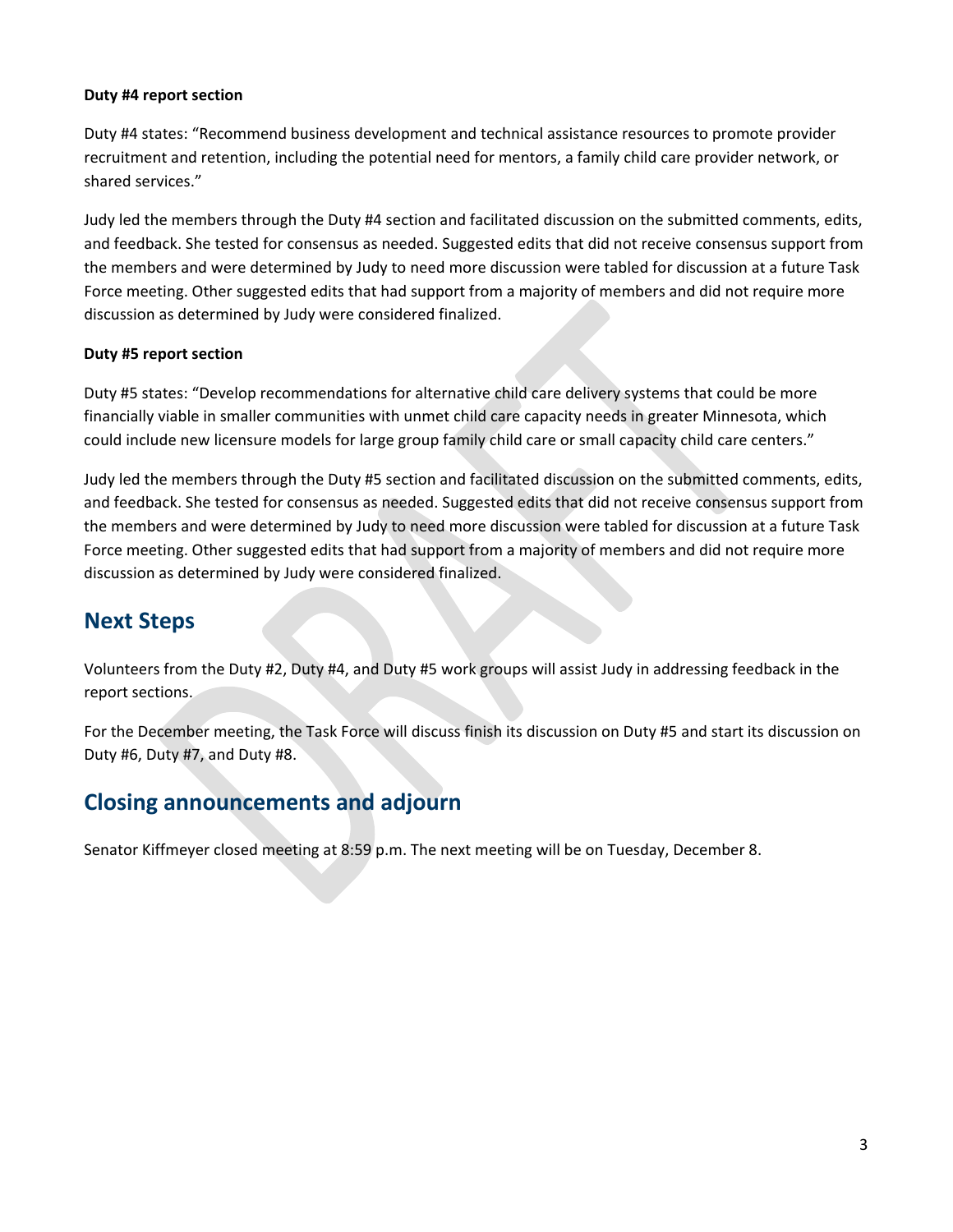**Duty #4 report section**

Duty #4 states: "Recommend business development and technical assistance resources to promote provider recruitment and retention, including the potential need for mentors, a family child care provider network, or shared services."

Judy led the members through the Duty #4 section and facilitated discussion on the submitted comments, edits, and feedback. She tested for consensus as needed. Suggested edits that did not receive consensus support from the members and were determined by Judy to need more discussion were tabled for discussion at a future Task Force meeting. Other suggested edits that had support from a majority of members and did not require more discussion as determined by Judy were considered finalized.

**Duty #5 report section**

Duty #5 states: "Develop recommendations for alternative child care delivery systems that could be more financially viable in smaller communities with unmet child care capacity needs in greater Minnesota, which could include new licensure models for large group family child care or small capacity child care centers."

Judy led the members through the Duty #5 section and facilitated discussion on the submitted comments, edits, and feedback. She tested for consensus as needed. Suggested edits that did not receive consensus support from the members and were determined by Judy to need more discussion were tabled for discussion at a future Task Force meeting. Other suggested edits that had support from a majority of members and did not require more discussion as determined by Judy were considered finalized.

## Next Steps

Volunteers from the Duty #2, Duty #4, and Duty #5 work groups will assist Judy in addressing feedback in the report sections.

For the December meeting, the Task Force will discuss finish its discussion on Duty #5 and start its discussion on Duty #6, Duty #7, and Duty #8.

## Closing announcements and adjourn

Senator Kiffmeyer closed meeting at 8:59 p.m. The next meeting will be on Tuesday, December 8.